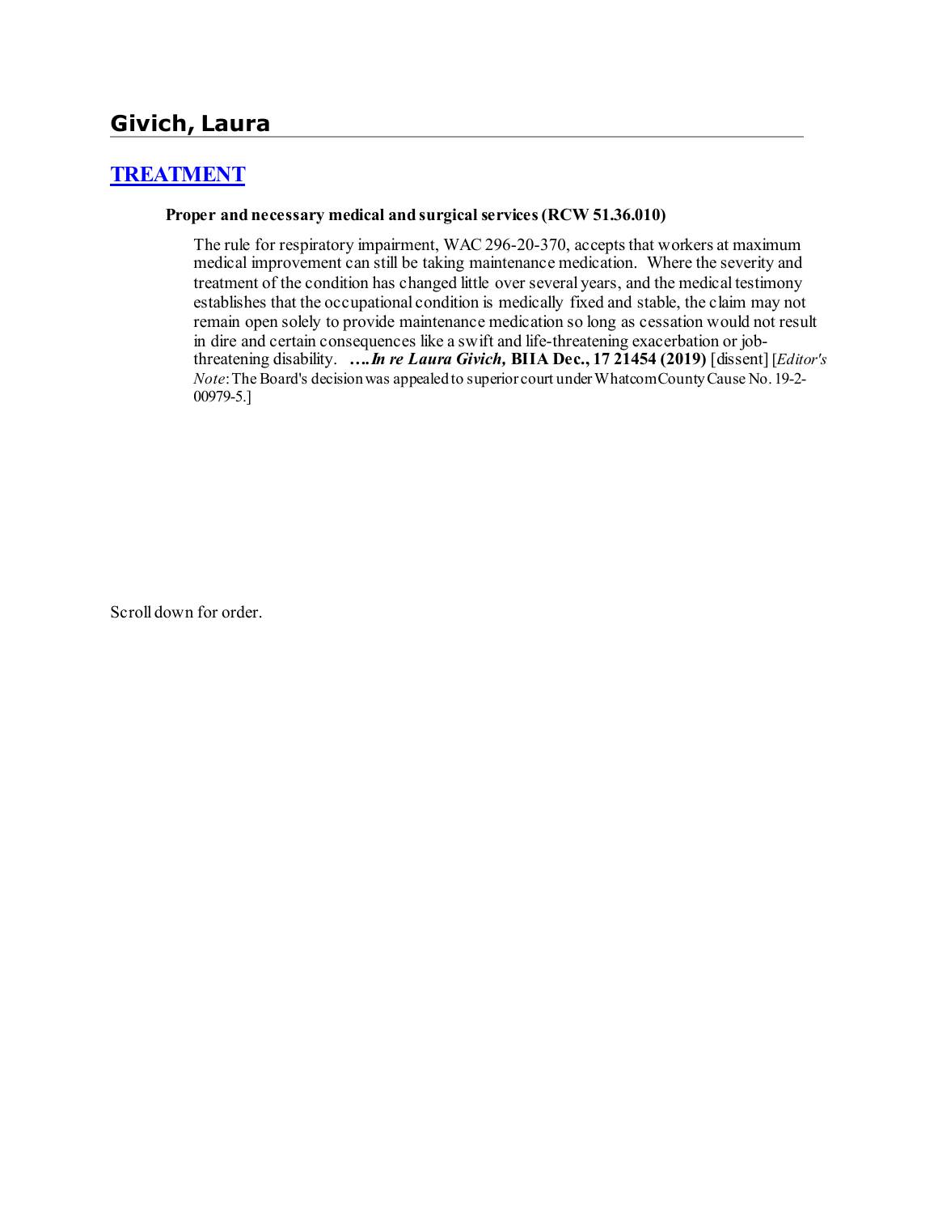## Givich, Laura

### [TREATMENT]

**Proper and necessary medical and surgical services (RCW 51.36.010)**

The rule for respiratory impairment, WAC 296-20-370, accepts that workers at maximum medical improvement can still be taking maintenance medication. Where the severity and treatment of the condition has changed little over several years, and the medical testimony establishes that the occupational condition is medically fixed and stable, the claim may not remain open solely to provide maintenance medication so long as cessation would not result in dire and certain consequences like a swift and life-threatening exacerbation or job-threatening disability. ***….In re Laura Givich,* BIIA Dec., 17 21454 (2019)** [dissent] [*Editor's Note*: The Board's decision was appealed to superior court under Whatcom County Cause No. 19-2-00979-5.]

Scroll down for order.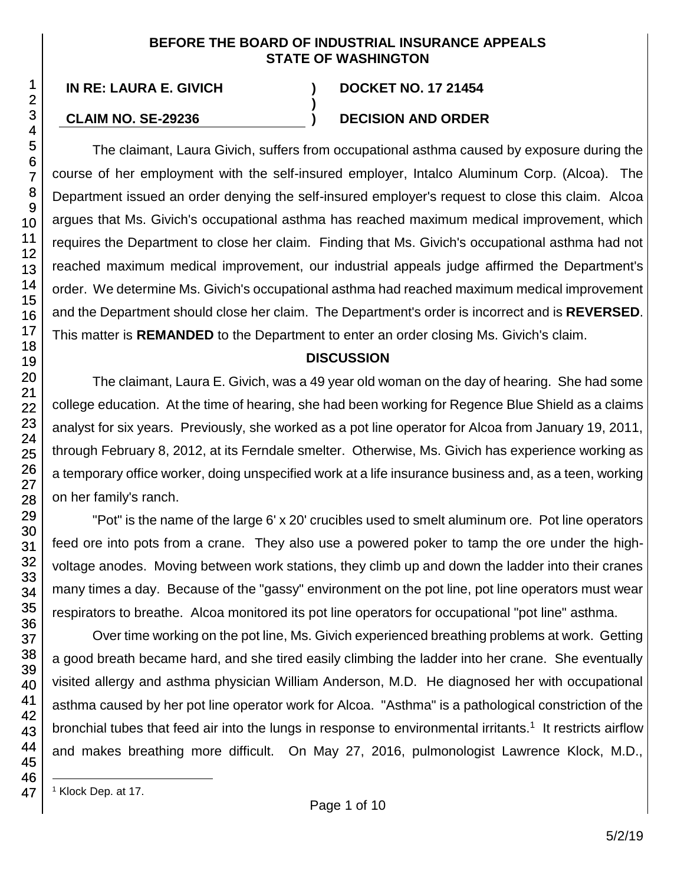**BEFORE THE BOARD OF INDUSTRIAL INSURANCE APPEALS**
**STATE OF WASHINGTON**

| | | |
|---|---|---|
| **IN RE: LAURA E. GIVICH** | **)** | **DOCKET NO. 17 21454** |
| | **)** | |
| **CLAIM NO. SE-29236** | **)** | **DECISION AND ORDER** |

The claimant, Laura Givich, suffers from occupational asthma caused by exposure during the course of her employment with the self-insured employer, Intalco Aluminum Corp. (Alcoa). The Department issued an order denying the self-insured employer's request to close this claim. Alcoa argues that Ms. Givich's occupational asthma has reached maximum medical improvement, which requires the Department to close her claim. Finding that Ms. Givich's occupational asthma had not reached maximum medical improvement, our industrial appeals judge affirmed the Department's order. We determine Ms. Givich's occupational asthma had reached maximum medical improvement and the Department should close her claim. The Department's order is incorrect and is **REVERSED**. This matter is **REMANDED** to the Department to enter an order closing Ms. Givich's claim.

## DISCUSSION

The claimant, Laura E. Givich, was a 49 year old woman on the day of hearing. She had some college education. At the time of hearing, she had been working for Regence Blue Shield as a claims analyst for six years. Previously, she worked as a pot line operator for Alcoa from January 19, 2011, through February 8, 2012, at its Ferndale smelter. Otherwise, Ms. Givich has experience working as a temporary office worker, doing unspecified work at a life insurance business and, as a teen, working on her family's ranch.

"Pot" is the name of the large 6' x 20' crucibles used to smelt aluminum ore. Pot line operators feed ore into pots from a crane. They also use a powered poker to tamp the ore under the high-voltage anodes. Moving between work stations, they climb up and down the ladder into their cranes many times a day. Because of the "gassy" environment on the pot line, pot line operators must wear respirators to breathe. Alcoa monitored its pot line operators for occupational "pot line" asthma.

Over time working on the pot line, Ms. Givich experienced breathing problems at work. Getting a good breath became hard, and she tired easily climbing the ladder into her crane. She eventually visited allergy and asthma physician William Anderson, M.D. He diagnosed her with occupational asthma caused by her pot line operator work for Alcoa. "Asthma" is a pathological constriction of the bronchial tubes that feed air into the lungs in response to environmental irritants.[1] It restricts airflow and makes breathing more difficult. On May 27, 2016, pulmonologist Lawrence Klock, M.D.,

[1] Klock Dep. at 17.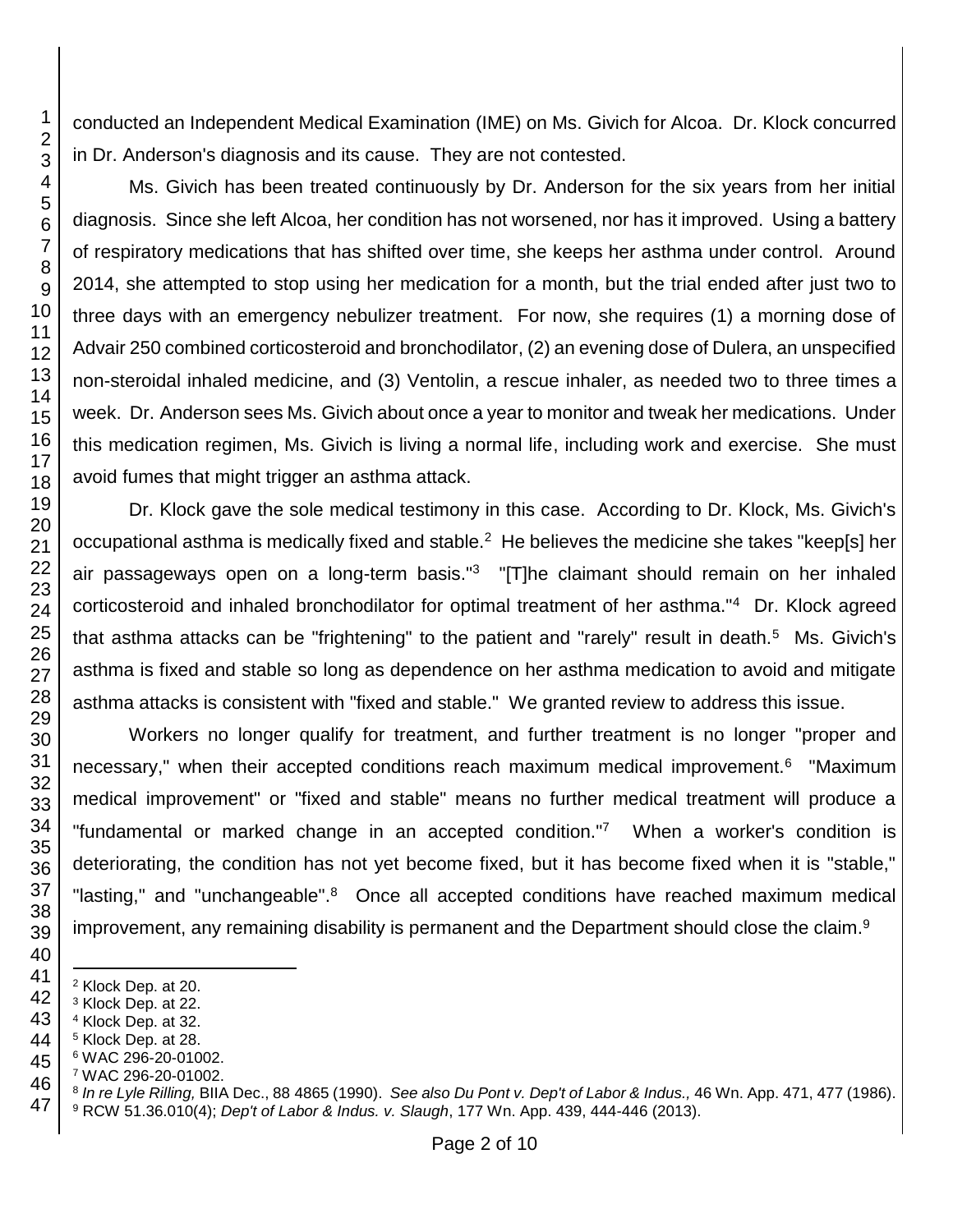conducted an Independent Medical Examination (IME) on Ms. Givich for Alcoa. Dr. Klock concurred in Dr. Anderson's diagnosis and its cause. They are not contested.

Ms. Givich has been treated continuously by Dr. Anderson for the six years from her initial diagnosis. Since she left Alcoa, her condition has not worsened, nor has it improved. Using a battery of respiratory medications that has shifted over time, she keeps her asthma under control. Around 2014, she attempted to stop using her medication for a month, but the trial ended after just two to three days with an emergency nebulizer treatment. For now, she requires (1) a morning dose of Advair 250 combined corticosteroid and bronchodilator, (2) an evening dose of Dulera, an unspecified non-steroidal inhaled medicine, and (3) Ventolin, a rescue inhaler, as needed two to three times a week. Dr. Anderson sees Ms. Givich about once a year to monitor and tweak her medications. Under this medication regimen, Ms. Givich is living a normal life, including work and exercise. She must avoid fumes that might trigger an asthma attack.

Dr. Klock gave the sole medical testimony in this case. According to Dr. Klock, Ms. Givich's occupational asthma is medically fixed and stable.[2] He believes the medicine she takes "keep[s] her air passageways open on a long-term basis."[3] "[T]he claimant should remain on her inhaled corticosteroid and inhaled bronchodilator for optimal treatment of her asthma."[4] Dr. Klock agreed that asthma attacks can be "frightening" to the patient and "rarely" result in death.[5] Ms. Givich's asthma is fixed and stable so long as dependence on her asthma medication to avoid and mitigate asthma attacks is consistent with "fixed and stable." We granted review to address this issue.

Workers no longer qualify for treatment, and further treatment is no longer "proper and necessary," when their accepted conditions reach maximum medical improvement.[6] "Maximum medical improvement" or "fixed and stable" means no further medical treatment will produce a "fundamental or marked change in an accepted condition."[7] When a worker's condition is deteriorating, the condition has not yet become fixed, but it has become fixed when it is "stable," "lasting," and "unchangeable".[8] Once all accepted conditions have reached maximum medical improvement, any remaining disability is permanent and the Department should close the claim.[9]

---

[2] Klock Dep. at 20.
[3] Klock Dep. at 22.
[4] Klock Dep. at 32.
[5] Klock Dep. at 28.
[6] WAC 296-20-01002.
[7] WAC 296-20-01002.
[8] *In re Lyle Rilling,* BIIA Dec., 88 4865 (1990). *See also Du Pont v. Dep't of Labor & Indus.,* 46 Wn. App. 471, 477 (1986).
[9] RCW 51.36.010(4); *Dep't of Labor & Indus. v. Slaugh*, 177 Wn. App. 439, 444-446 (2013).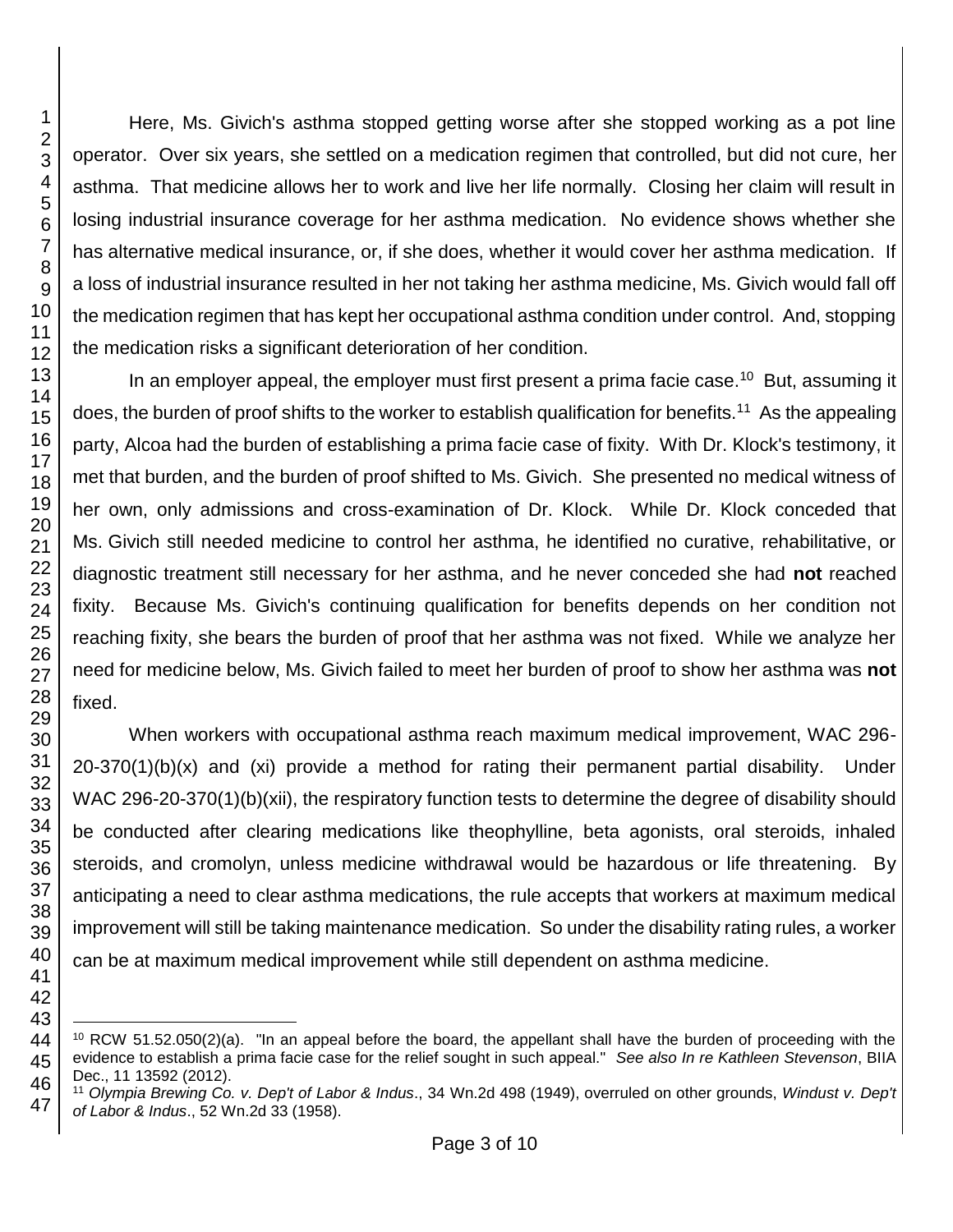Here, Ms. Givich's asthma stopped getting worse after she stopped working as a pot line operator. Over six years, she settled on a medication regimen that controlled, but did not cure, her asthma. That medicine allows her to work and live her life normally. Closing her claim will result in losing industrial insurance coverage for her asthma medication. No evidence shows whether she has alternative medical insurance, or, if she does, whether it would cover her asthma medication. If a loss of industrial insurance resulted in her not taking her asthma medicine, Ms. Givich would fall off the medication regimen that has kept her occupational asthma condition under control. And, stopping the medication risks a significant deterioration of her condition.

In an employer appeal, the employer must first present a prima facie case.[10] But, assuming it does, the burden of proof shifts to the worker to establish qualification for benefits.[11] As the appealing party, Alcoa had the burden of establishing a prima facie case of fixity. With Dr. Klock's testimony, it met that burden, and the burden of proof shifted to Ms. Givich. She presented no medical witness of her own, only admissions and cross-examination of Dr. Klock. While Dr. Klock conceded that Ms. Givich still needed medicine to control her asthma, he identified no curative, rehabilitative, or diagnostic treatment still necessary for her asthma, and he never conceded she had **not** reached fixity. Because Ms. Givich's continuing qualification for benefits depends on her condition not reaching fixity, she bears the burden of proof that her asthma was not fixed. While we analyze her need for medicine below, Ms. Givich failed to meet her burden of proof to show her asthma was **not** fixed.

When workers with occupational asthma reach maximum medical improvement, WAC 296-20-370(1)(b)(x) and (xi) provide a method for rating their permanent partial disability. Under WAC 296-20-370(1)(b)(xii), the respiratory function tests to determine the degree of disability should be conducted after clearing medications like theophylline, beta agonists, oral steroids, inhaled steroids, and cromolyn, unless medicine withdrawal would be hazardous or life threatening. By anticipating a need to clear asthma medications, the rule accepts that workers at maximum medical improvement will still be taking maintenance medication. So under the disability rating rules, a worker can be at maximum medical improvement while still dependent on asthma medicine.

---

[10] RCW 51.52.050(2)(a). "In an appeal before the board, the appellant shall have the burden of proceeding with the evidence to establish a prima facie case for the relief sought in such appeal." *See also In re Kathleen Stevenson*, BIIA Dec., 11 13592 (2012).

[11] *Olympia Brewing Co. v. Dep't of Labor & Indus*., 34 Wn.2d 498 (1949), overruled on other grounds, *Windust v. Dep't of Labor & Indus*., 52 Wn.2d 33 (1958).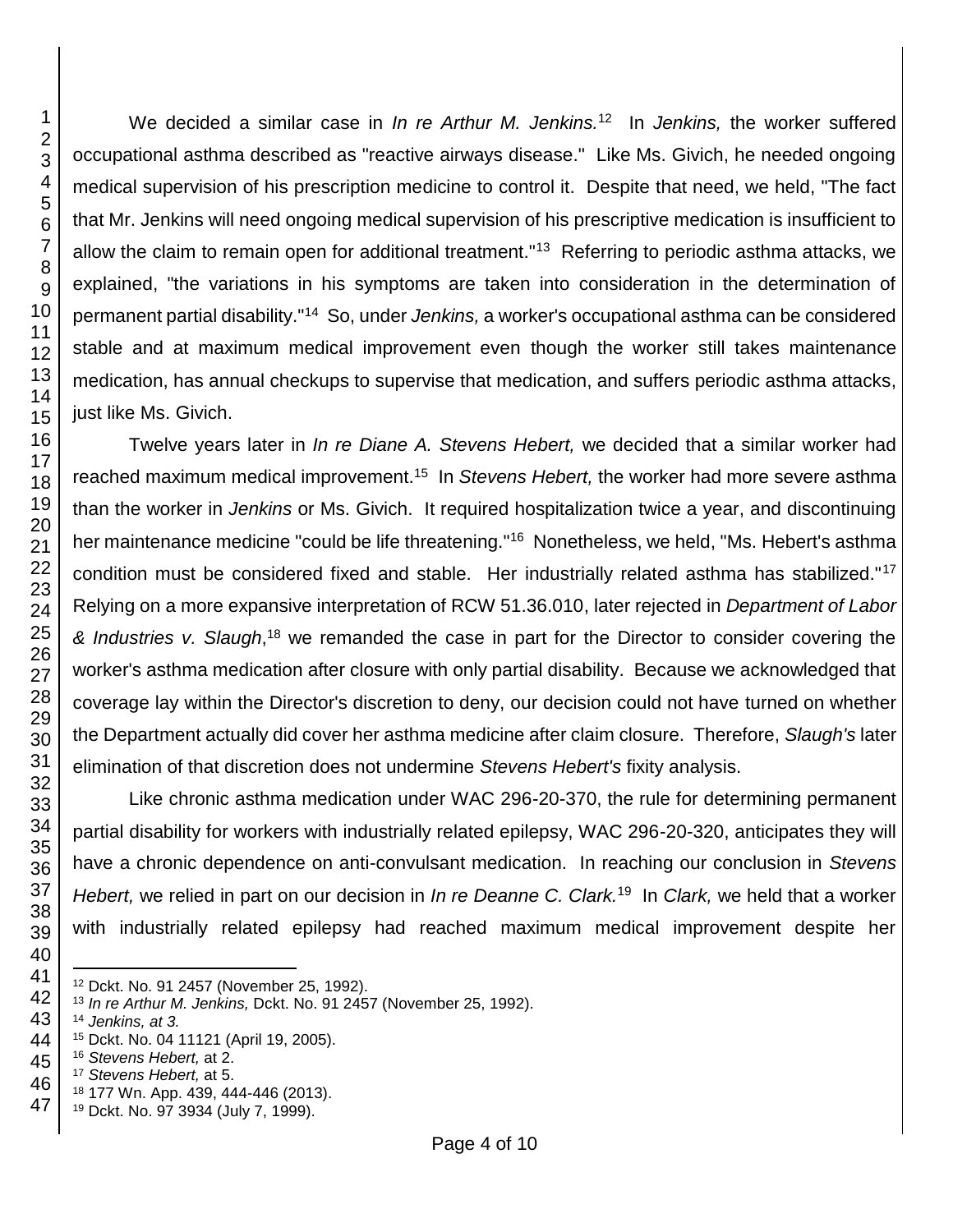We decided a similar case in *In re Arthur M. Jenkins.*[12] In *Jenkins,* the worker suffered occupational asthma described as "reactive airways disease." Like Ms. Givich, he needed ongoing medical supervision of his prescription medicine to control it. Despite that need, we held, "The fact that Mr. Jenkins will need ongoing medical supervision of his prescriptive medication is insufficient to allow the claim to remain open for additional treatment."[13] Referring to periodic asthma attacks, we explained, "the variations in his symptoms are taken into consideration in the determination of permanent partial disability."[14] So, under *Jenkins,* a worker's occupational asthma can be considered stable and at maximum medical improvement even though the worker still takes maintenance medication, has annual checkups to supervise that medication, and suffers periodic asthma attacks, just like Ms. Givich.

Twelve years later in *In re Diane A. Stevens Hebert,* we decided that a similar worker had reached maximum medical improvement.[15] In *Stevens Hebert,* the worker had more severe asthma than the worker in *Jenkins* or Ms. Givich. It required hospitalization twice a year, and discontinuing her maintenance medicine "could be life threatening."[16] Nonetheless, we held, "Ms. Hebert's asthma condition must be considered fixed and stable. Her industrially related asthma has stabilized."[17] Relying on a more expansive interpretation of RCW 51.36.010, later rejected in *Department of Labor & Industries v. Slaugh*,[18] we remanded the case in part for the Director to consider covering the worker's asthma medication after closure with only partial disability. Because we acknowledged that coverage lay within the Director's discretion to deny, our decision could not have turned on whether the Department actually did cover her asthma medicine after claim closure. Therefore, *Slaugh's* later elimination of that discretion does not undermine *Stevens Hebert's* fixity analysis.

Like chronic asthma medication under WAC 296-20-370, the rule for determining permanent partial disability for workers with industrially related epilepsy, WAC 296-20-320, anticipates they will have a chronic dependence on anti-convulsant medication. In reaching our conclusion in *Stevens Hebert,* we relied in part on our decision in *In re Deanne C. Clark.*[19] In *Clark,* we held that a worker with industrially related epilepsy had reached maximum medical improvement despite her

---

[12] Dckt. No. 91 2457 (November 25, 1992).
[13] *In re Arthur M. Jenkins,* Dckt. No. 91 2457 (November 25, 1992).
[14] *Jenkins, at 3.*
[15] Dckt. No. 04 11121 (April 19, 2005).
[16] *Stevens Hebert,* at 2.
[17] *Stevens Hebert,* at 5.
[18] 177 Wn. App. 439, 444-446 (2013).
[19] Dckt. No. 97 3934 (July 7, 1999).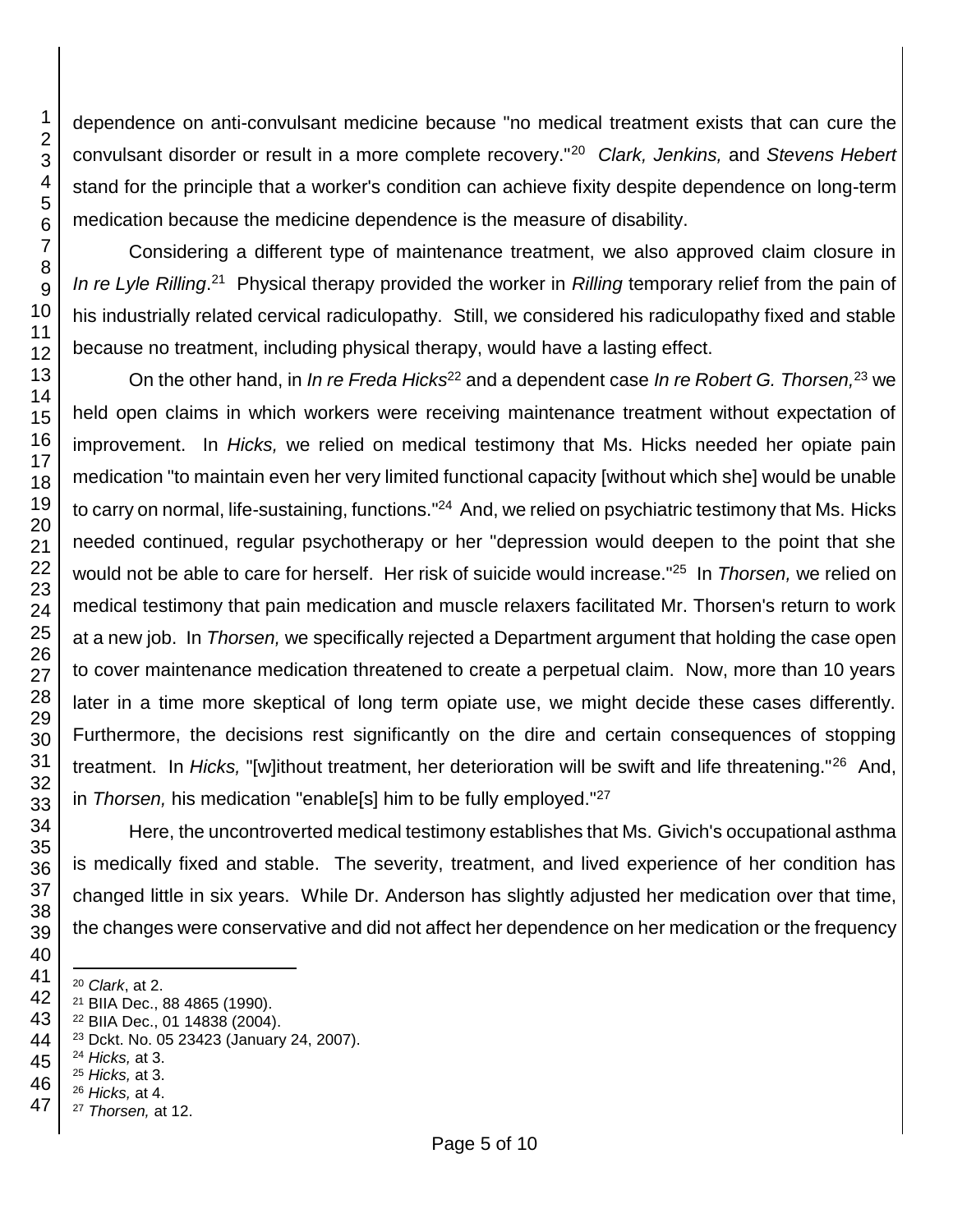dependence on anti-convulsant medicine because "no medical treatment exists that can cure the convulsant disorder or result in a more complete recovery."[20] *Clark, Jenkins,* and *Stevens Hebert* stand for the principle that a worker's condition can achieve fixity despite dependence on long-term medication because the medicine dependence is the measure of disability.

Considering a different type of maintenance treatment, we also approved claim closure in *In re Lyle Rilling*.[21] Physical therapy provided the worker in *Rilling* temporary relief from the pain of his industrially related cervical radiculopathy. Still, we considered his radiculopathy fixed and stable because no treatment, including physical therapy, would have a lasting effect.

On the other hand, in *In re Freda Hicks*[22] and a dependent case *In re Robert G. Thorsen,*[23] we held open claims in which workers were receiving maintenance treatment without expectation of improvement. In *Hicks,* we relied on medical testimony that Ms. Hicks needed her opiate pain medication "to maintain even her very limited functional capacity [without which she] would be unable to carry on normal, life-sustaining, functions."[24] And, we relied on psychiatric testimony that Ms. Hicks needed continued, regular psychotherapy or her "depression would deepen to the point that she would not be able to care for herself. Her risk of suicide would increase."[25] In *Thorsen,* we relied on medical testimony that pain medication and muscle relaxers facilitated Mr. Thorsen's return to work at a new job. In *Thorsen,* we specifically rejected a Department argument that holding the case open to cover maintenance medication threatened to create a perpetual claim. Now, more than 10 years later in a time more skeptical of long term opiate use, we might decide these cases differently. Furthermore, the decisions rest significantly on the dire and certain consequences of stopping treatment. In *Hicks,* "[w]ithout treatment, her deterioration will be swift and life threatening."[26] And, in *Thorsen,* his medication "enable[s] him to be fully employed."[27]

Here, the uncontroverted medical testimony establishes that Ms. Givich's occupational asthma is medically fixed and stable. The severity, treatment, and lived experience of her condition has changed little in six years. While Dr. Anderson has slightly adjusted her medication over that time, the changes were conservative and did not affect her dependence on her medication or the frequency

---

[20] *Clark*, at 2.
[21] BIIA Dec., 88 4865 (1990).
[22] BIIA Dec., 01 14838 (2004).
[23] Dckt. No. 05 23423 (January 24, 2007).
[24] *Hicks,* at 3.
[25] *Hicks,* at 3.
[26] *Hicks,* at 4.
[27] *Thorsen,* at 12.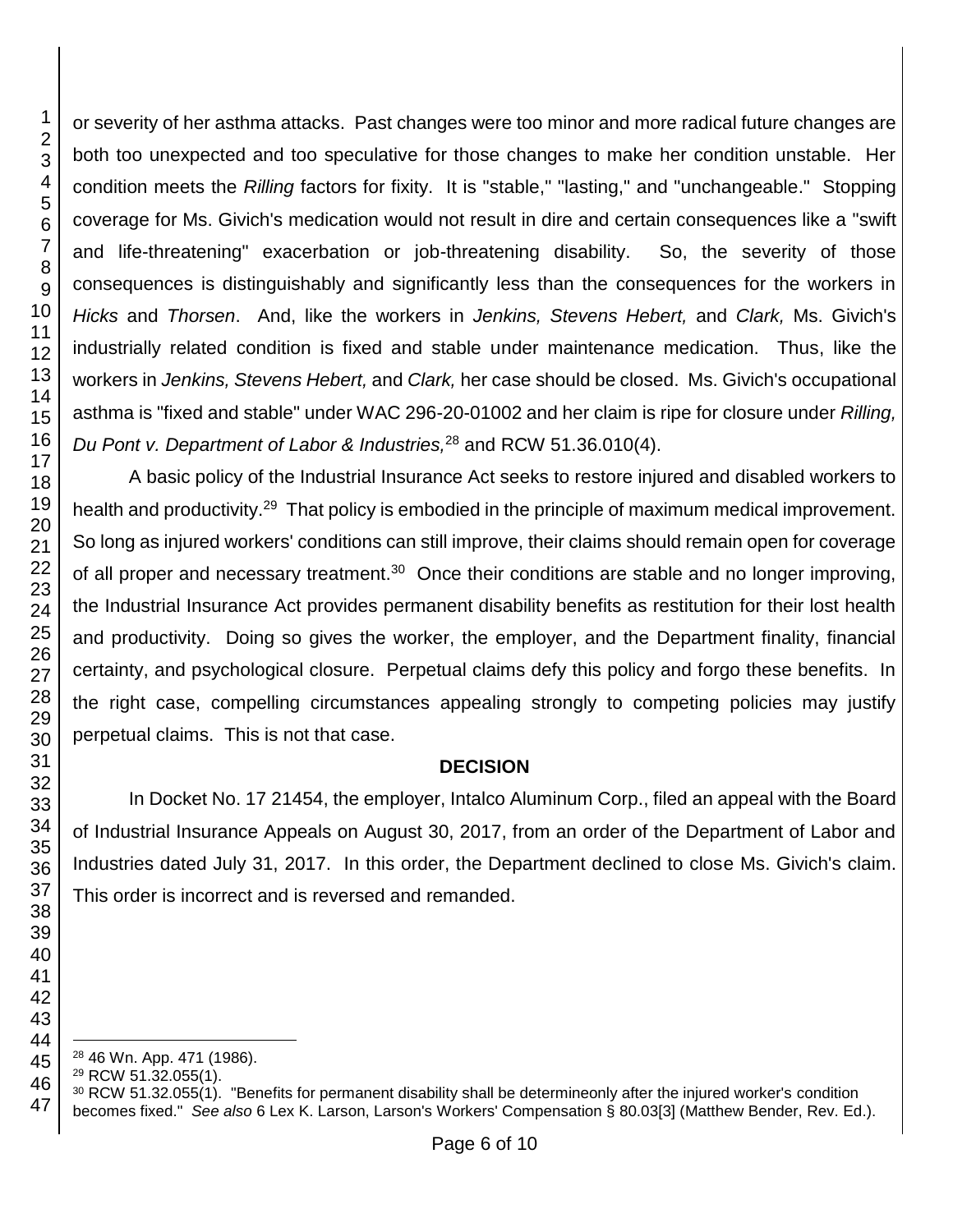or severity of her asthma attacks. Past changes were too minor and more radical future changes are both too unexpected and too speculative for those changes to make her condition unstable. Her condition meets the *Rilling* factors for fixity. It is "stable," "lasting," and "unchangeable." Stopping coverage for Ms. Givich's medication would not result in dire and certain consequences like a "swift and life-threatening" exacerbation or job-threatening disability. So, the severity of those consequences is distinguishably and significantly less than the consequences for the workers in *Hicks* and *Thorsen*. And, like the workers in *Jenkins, Stevens Hebert,* and *Clark,* Ms. Givich's industrially related condition is fixed and stable under maintenance medication. Thus, like the workers in *Jenkins, Stevens Hebert,* and *Clark,* her case should be closed. Ms. Givich's occupational asthma is "fixed and stable" under WAC 296-20-01002 and her claim is ripe for closure under *Rilling, Du Pont v. Department of Labor & Industries,*[28] and RCW 51.36.010(4).

A basic policy of the Industrial Insurance Act seeks to restore injured and disabled workers to health and productivity.[29] That policy is embodied in the principle of maximum medical improvement. So long as injured workers' conditions can still improve, their claims should remain open for coverage of all proper and necessary treatment.[30] Once their conditions are stable and no longer improving, the Industrial Insurance Act provides permanent disability benefits as restitution for their lost health and productivity. Doing so gives the worker, the employer, and the Department finality, financial certainty, and psychological closure. Perpetual claims defy this policy and forgo these benefits. In the right case, compelling circumstances appealing strongly to competing policies may justify perpetual claims. This is not that case.

## DECISION

In Docket No. 17 21454, the employer, Intalco Aluminum Corp., filed an appeal with the Board of Industrial Insurance Appeals on August 30, 2017, from an order of the Department of Labor and Industries dated July 31, 2017. In this order, the Department declined to close Ms. Givich's claim. This order is incorrect and is reversed and remanded.

---

[28] 46 Wn. App. 471 (1986).

[29] RCW 51.32.055(1).

[30] RCW 51.32.055(1). "Benefits for permanent disability shall be determineonly after the injured worker's condition becomes fixed." *See also* 6 Lex K. Larson, Larson's Workers' Compensation § 80.03[3] (Matthew Bender, Rev. Ed.).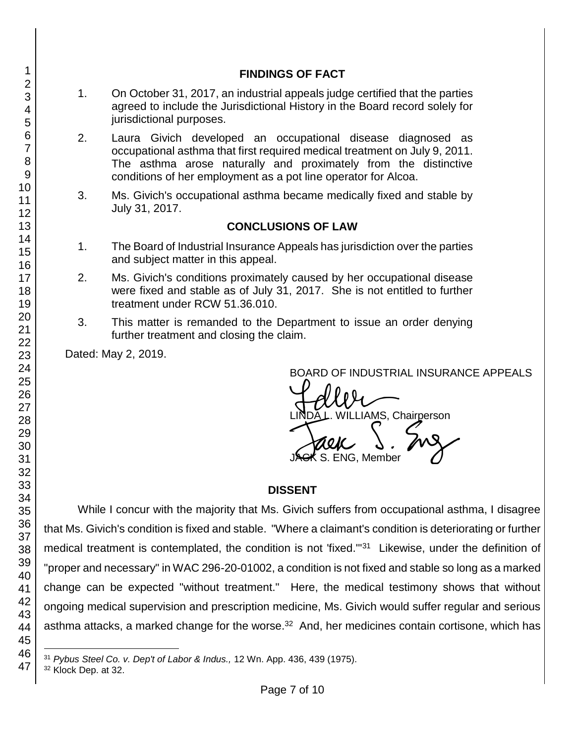## FINDINGS OF FACT

1. On October 31, 2017, an industrial appeals judge certified that the parties agreed to include the Jurisdictional History in the Board record solely for jurisdictional purposes.

2. Laura Givich developed an occupational disease diagnosed as occupational asthma that first required medical treatment on July 9, 2011. The asthma arose naturally and proximately from the distinctive conditions of her employment as a pot line operator for Alcoa.

3. Ms. Givich's occupational asthma became medically fixed and stable by July 31, 2017.

## CONCLUSIONS OF LAW

1. The Board of Industrial Insurance Appeals has jurisdiction over the parties and subject matter in this appeal.

2. Ms. Givich's conditions proximately caused by her occupational disease were fixed and stable as of July 31, 2017. She is not entitled to further treatment under RCW 51.36.010.

3. This matter is remanded to the Department to issue an order denying further treatment and closing the claim.

Dated: May 2, 2019.

BOARD OF INDUSTRIAL INSURANCE APPEALS

LINDA L. WILLIAMS, Chairperson

JACK S. ENG, Member

## DISSENT

While I concur with the majority that Ms. Givich suffers from occupational asthma, I disagree that Ms. Givich's condition is fixed and stable. "Where a claimant's condition is deteriorating or further medical treatment is contemplated, the condition is not 'fixed.'"[31] Likewise, under the definition of "proper and necessary" in WAC 296-20-01002, a condition is not fixed and stable so long as a marked change can be expected "without treatment." Here, the medical testimony shows that without ongoing medical supervision and prescription medicine, Ms. Givich would suffer regular and serious asthma attacks, a marked change for the worse.[32] And, her medicines contain cortisone, which has

---

[31] *Pybus Steel Co. v. Dep't of Labor & Indus.,* 12 Wn. App. 436, 439 (1975).

[32] Klock Dep. at 32.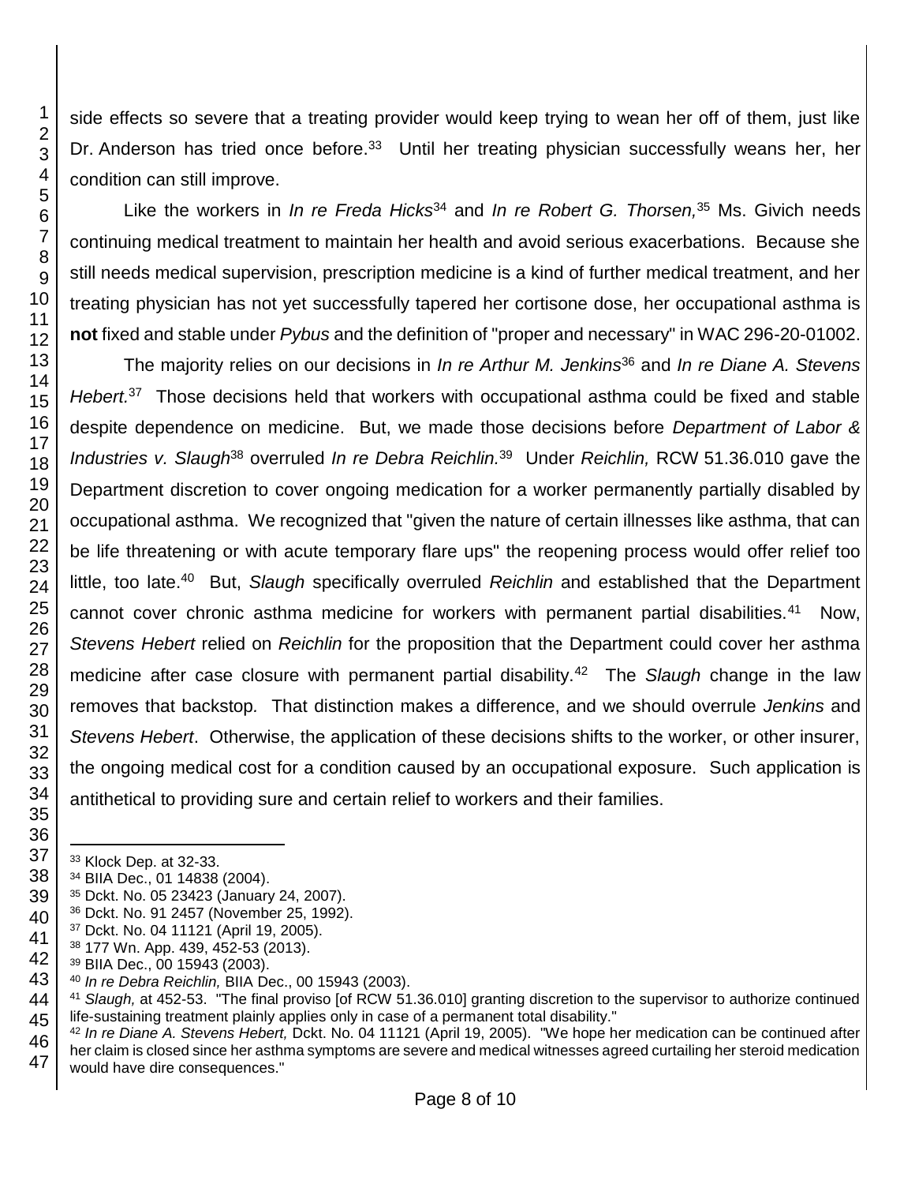side effects so severe that a treating provider would keep trying to wean her off of them, just like Dr. Anderson has tried once before.[33] Until her treating physician successfully weans her, her condition can still improve.

Like the workers in *In re Freda Hicks*[34] and *In re Robert G. Thorsen,*[35] Ms. Givich needs continuing medical treatment to maintain her health and avoid serious exacerbations. Because she still needs medical supervision, prescription medicine is a kind of further medical treatment, and her treating physician has not yet successfully tapered her cortisone dose, her occupational asthma is **not** fixed and stable under *Pybus* and the definition of "proper and necessary" in WAC 296-20-01002.

The majority relies on our decisions in *In re Arthur M. Jenkins*[36] and *In re Diane A. Stevens Hebert.*[37] Those decisions held that workers with occupational asthma could be fixed and stable despite dependence on medicine. But, we made those decisions before *Department of Labor & Industries v. Slaugh*[38] overruled *In re Debra Reichlin.*[39] Under *Reichlin,* RCW 51.36.010 gave the Department discretion to cover ongoing medication for a worker permanently partially disabled by occupational asthma. We recognized that "given the nature of certain illnesses like asthma, that can be life threatening or with acute temporary flare ups" the reopening process would offer relief too little, too late.[40] But, *Slaugh* specifically overruled *Reichlin* and established that the Department cannot cover chronic asthma medicine for workers with permanent partial disabilities.[41] Now, *Stevens Hebert* relied on *Reichlin* for the proposition that the Department could cover her asthma medicine after case closure with permanent partial disability.[42] The *Slaugh* change in the law removes that backstop. That distinction makes a difference, and we should overrule *Jenkins* and *Stevens Hebert*. Otherwise, the application of these decisions shifts to the worker, or other insurer, the ongoing medical cost for a condition caused by an occupational exposure. Such application is antithetical to providing sure and certain relief to workers and their families.

---

[33] Klock Dep. at 32-33.

[34] BIIA Dec., 01 14838 (2004).

[35] Dckt. No. 05 23423 (January 24, 2007).

[36] Dckt. No. 91 2457 (November 25, 1992).

[37] Dckt. No. 04 11121 (April 19, 2005).

[38] 177 Wn. App. 439, 452-53 (2013).

[39] BIIA Dec., 00 15943 (2003).

[40] *In re Debra Reichlin,* BIIA Dec., 00 15943 (2003).

[41] *Slaugh,* at 452-53. "The final proviso [of RCW 51.36.010] granting discretion to the supervisor to authorize continued life-sustaining treatment plainly applies only in case of a permanent total disability."

[42] *In re Diane A. Stevens Hebert,* Dckt. No. 04 11121 (April 19, 2005). "We hope her medication can be continued after her claim is closed since her asthma symptoms are severe and medical witnesses agreed curtailing her steroid medication would have dire consequences."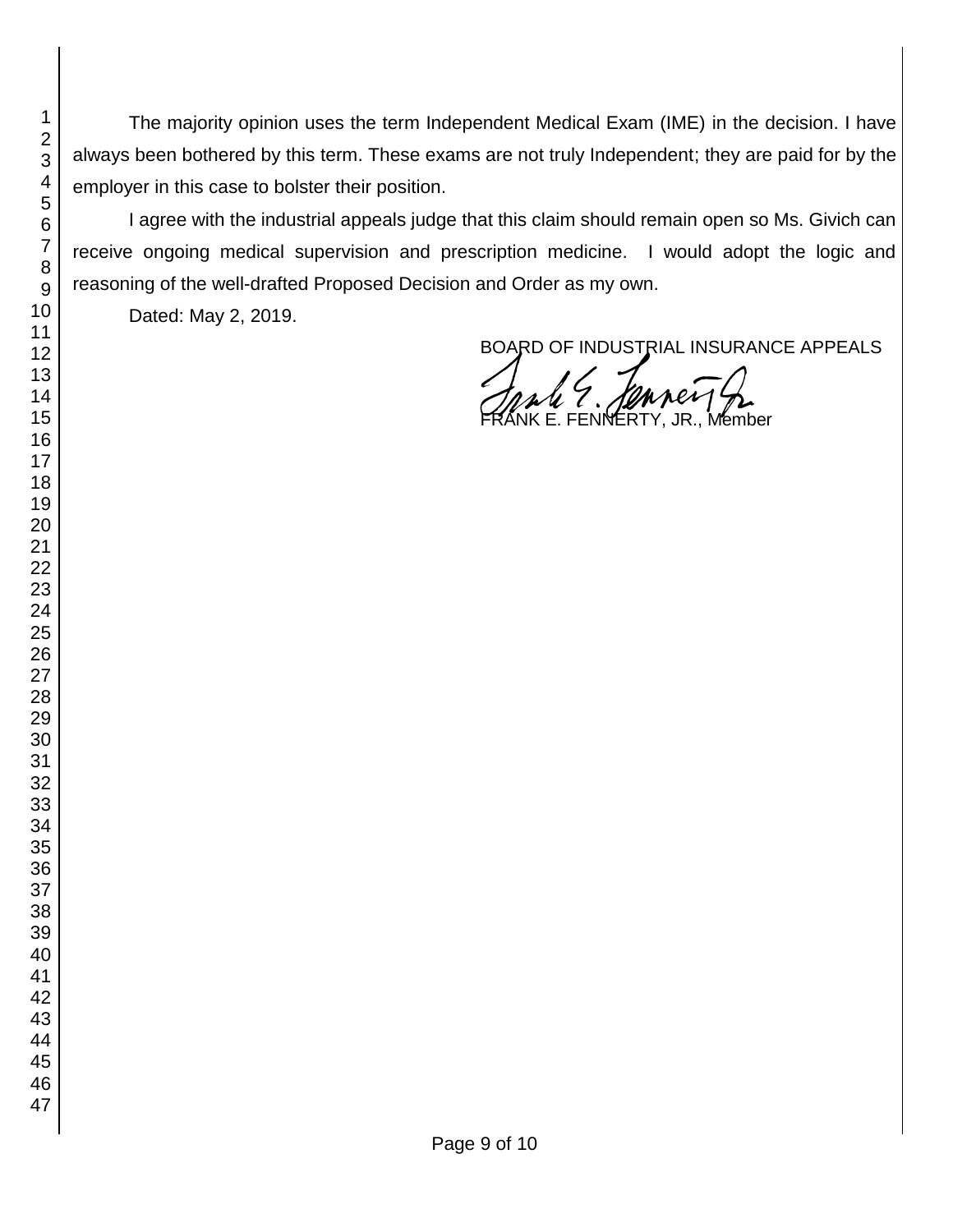The majority opinion uses the term Independent Medical Exam (IME) in the decision. I have always been bothered by this term. These exams are not truly Independent; they are paid for by the employer in this case to bolster their position.

I agree with the industrial appeals judge that this claim should remain open so Ms. Givich can receive ongoing medical supervision and prescription medicine. I would adopt the logic and reasoning of the well-drafted Proposed Decision and Order as my own.

Dated: May 2, 2019.

BOARD OF INDUSTRIAL INSURANCE APPEALS

FRANK E. FENNERTY, JR., Member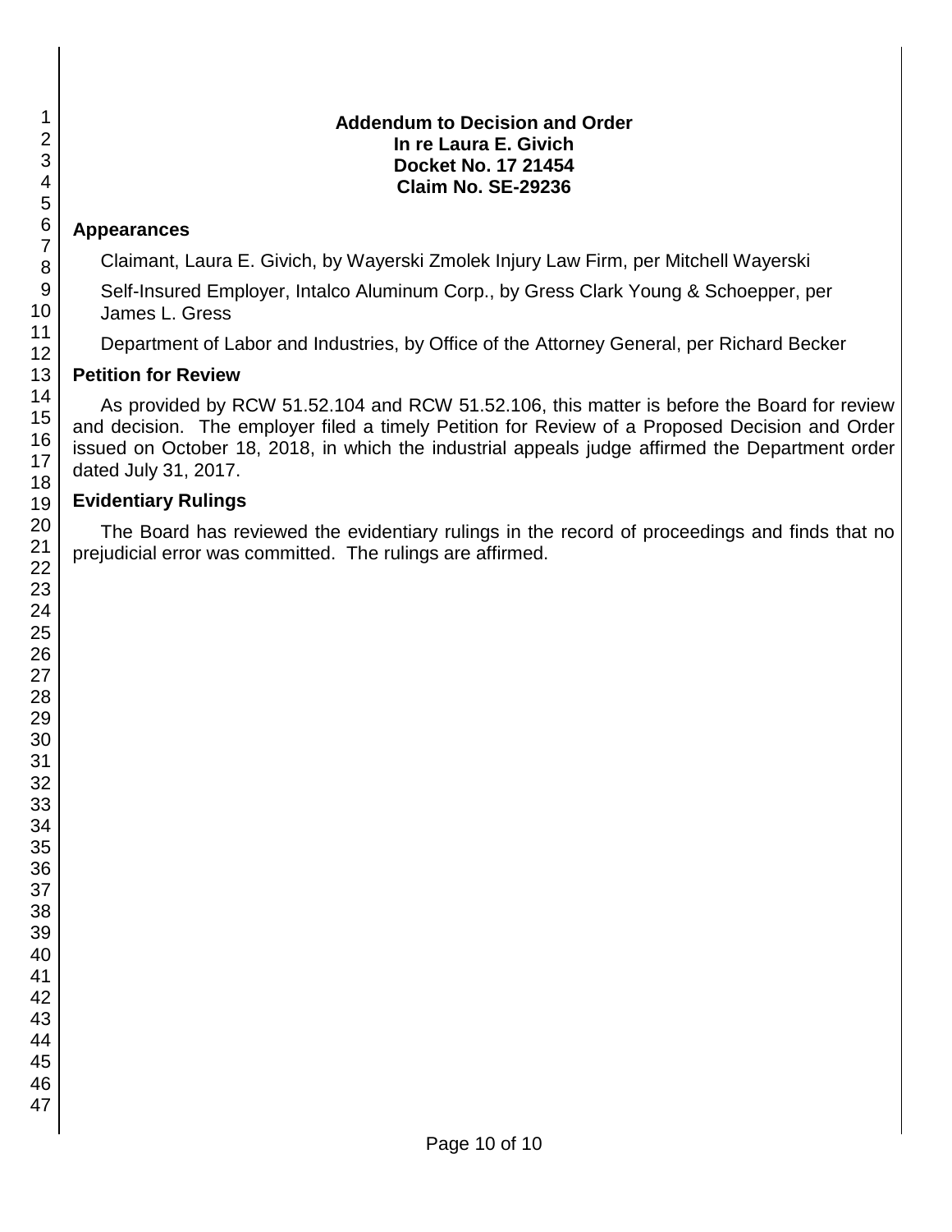**Addendum to Decision and Order**
**In re Laura E. Givich**
**Docket No. 17 21454**
**Claim No. SE-29236**

## Appearances

Claimant, Laura E. Givich, by Wayerski Zmolek Injury Law Firm, per Mitchell Wayerski

Self-Insured Employer, Intalco Aluminum Corp., by Gress Clark Young & Schoepper, per James L. Gress

Department of Labor and Industries, by Office of the Attorney General, per Richard Becker

## Petition for Review

As provided by RCW 51.52.104 and RCW 51.52.106, this matter is before the Board for review and decision. The employer filed a timely Petition for Review of a Proposed Decision and Order issued on October 18, 2018, in which the industrial appeals judge affirmed the Department order dated July 31, 2017.

## Evidentiary Rulings

The Board has reviewed the evidentiary rulings in the record of proceedings and finds that no prejudicial error was committed. The rulings are affirmed.